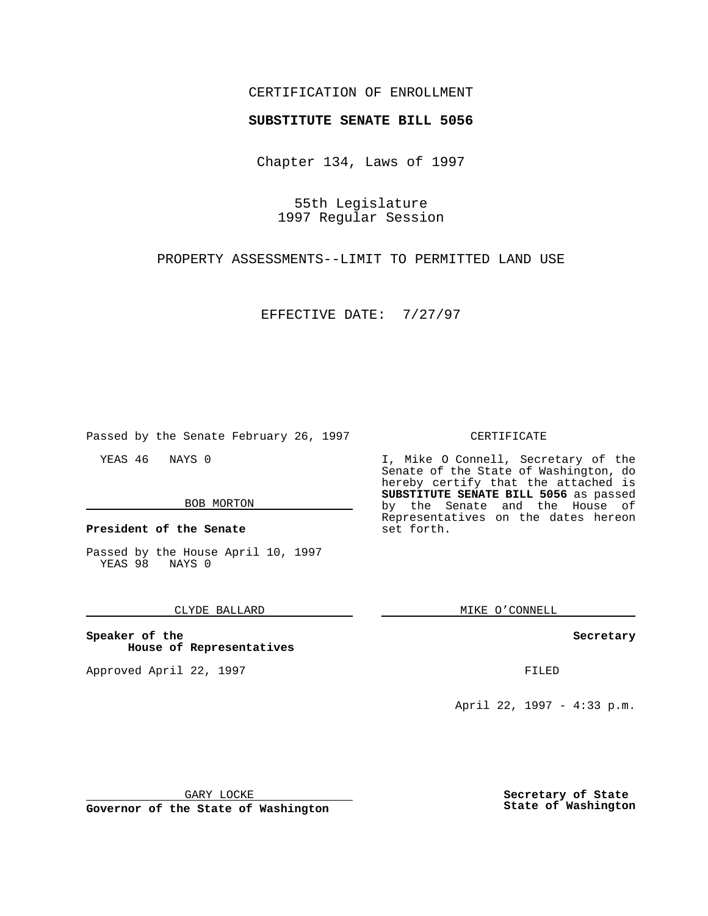CERTIFICATION OF ENROLLMENT

**SUBSTITUTE SENATE BILL 5056**

Chapter 134, Laws of 1997

55th Legislature
1997 Regular Session

PROPERTY ASSESSMENTS--LIMIT TO PERMITTED LAND USE

EFFECTIVE DATE: 7/27/97

Passed by the Senate February 26, 1997

YEAS 46 NAYS 0

BOB MORTON

**President of the Senate**

Passed by the House April 10, 1997
YEAS 98 NAYS 0

CLYDE BALLARD

**Speaker of the House of Representatives**

Approved April 22, 1997

GARY LOCKE

**Governor of the State of Washington**

CERTIFICATE

I, Mike O Connell, Secretary of the Senate of the State of Washington, do hereby certify that the attached is **SUBSTITUTE SENATE BILL 5056** as passed by the Senate and the House of Representatives on the dates hereon set forth.

MIKE O'CONNELL

**Secretary**

FILED

April 22, 1997 - 4:33 p.m.

**Secretary of State**
**State of Washington**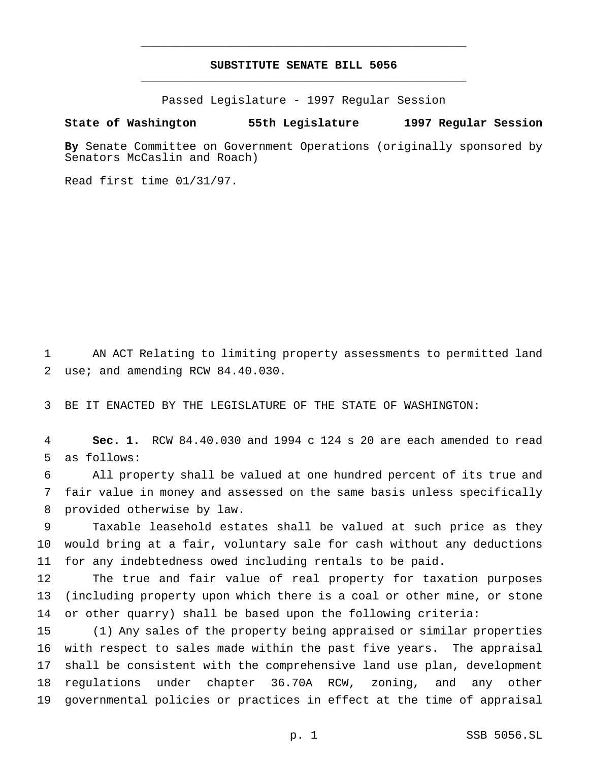**SUBSTITUTE SENATE BILL 5056**

Passed Legislature - 1997 Regular Session

**State of Washington 55th Legislature 1997 Regular Session**

**By** Senate Committee on Government Operations (originally sponsored by Senators McCaslin and Roach)

Read first time 01/31/97.

1 AN ACT Relating to limiting property assessments to permitted land
2 use; and amending RCW 84.40.030.

3 BE IT ENACTED BY THE LEGISLATURE OF THE STATE OF WASHINGTON:

4 **Sec. 1.** RCW 84.40.030 and 1994 c 124 s 20 are each amended to read
5 as follows:

6 All property shall be valued at one hundred percent of its true and
7 fair value in money and assessed on the same basis unless specifically
8 provided otherwise by law.

9 Taxable leasehold estates shall be valued at such price as they
10 would bring at a fair, voluntary sale for cash without any deductions
11 for any indebtedness owed including rentals to be paid.

12 The true and fair value of real property for taxation purposes
13 (including property upon which there is a coal or other mine, or stone
14 or other quarry) shall be based upon the following criteria:

15 (1) Any sales of the property being appraised or similar properties
16 with respect to sales made within the past five years. The appraisal
17 shall be consistent with the comprehensive land use plan, development
18 regulations under chapter 36.70A RCW, zoning, and any other
19 governmental policies or practices in effect at the time of appraisal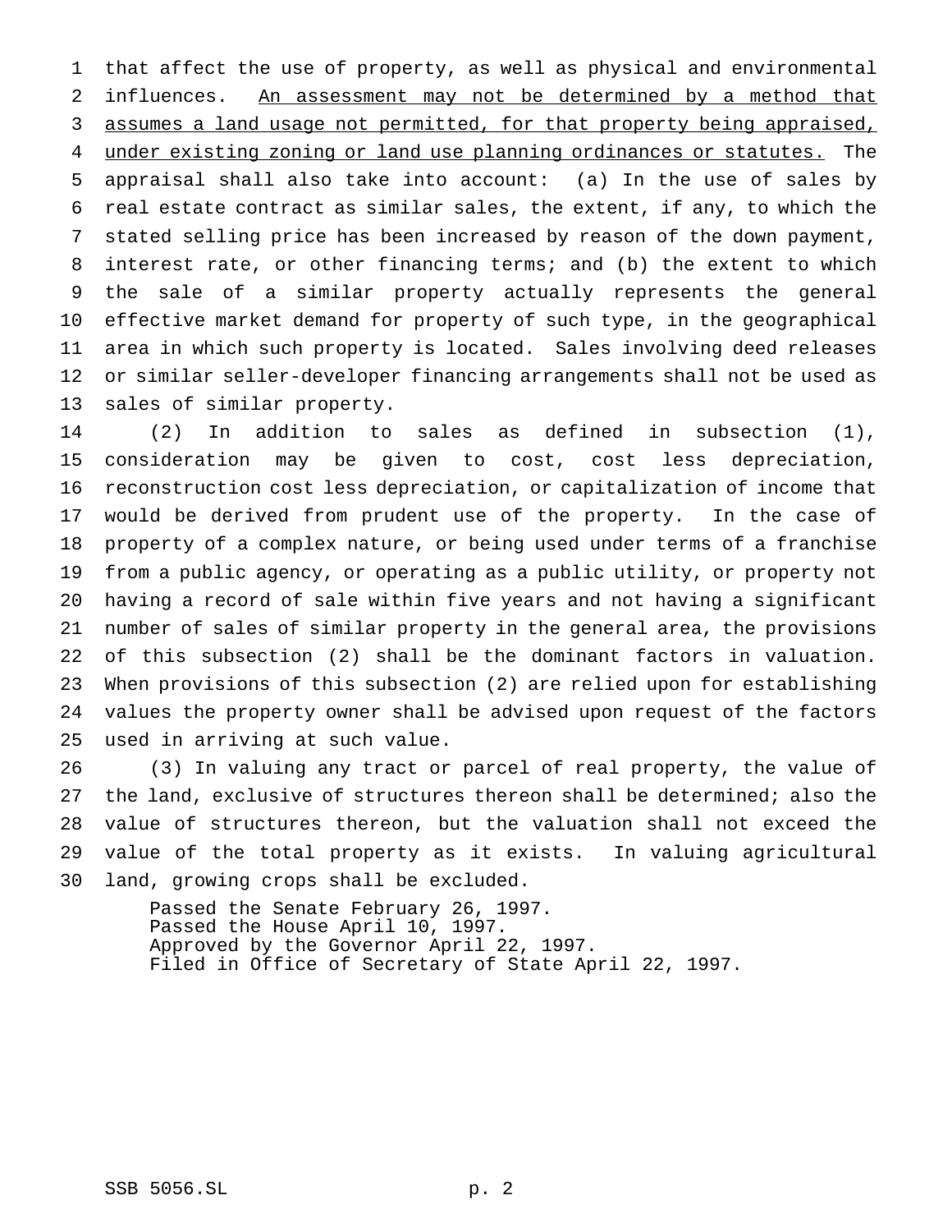that affect the use of property, as well as physical and environmental influences. <u>An assessment may not be determined by a method that assumes a land usage not permitted, for that property being appraised, under existing zoning or land use planning ordinances or statutes.</u> The appraisal shall also take into account: (a) In the use of sales by real estate contract as similar sales, the extent, if any, to which the stated selling price has been increased by reason of the down payment, interest rate, or other financing terms; and (b) the extent to which the sale of a similar property actually represents the general effective market demand for property of such type, in the geographical area in which such property is located. Sales involving deed releases or similar seller-developer financing arrangements shall not be used as sales of similar property.

(2) In addition to sales as defined in subsection (1), consideration may be given to cost, cost less depreciation, reconstruction cost less depreciation, or capitalization of income that would be derived from prudent use of the property. In the case of property of a complex nature, or being used under terms of a franchise from a public agency, or operating as a public utility, or property not having a record of sale within five years and not having a significant number of sales of similar property in the general area, the provisions of this subsection (2) shall be the dominant factors in valuation. When provisions of this subsection (2) are relied upon for establishing values the property owner shall be advised upon request of the factors used in arriving at such value.

(3) In valuing any tract or parcel of real property, the value of the land, exclusive of structures thereon shall be determined; also the value of structures thereon, but the valuation shall not exceed the value of the total property as it exists. In valuing agricultural land, growing crops shall be excluded.

Passed the Senate February 26, 1997.
Passed the House April 10, 1997.
Approved by the Governor April 22, 1997.
Filed in Office of Secretary of State April 22, 1997.